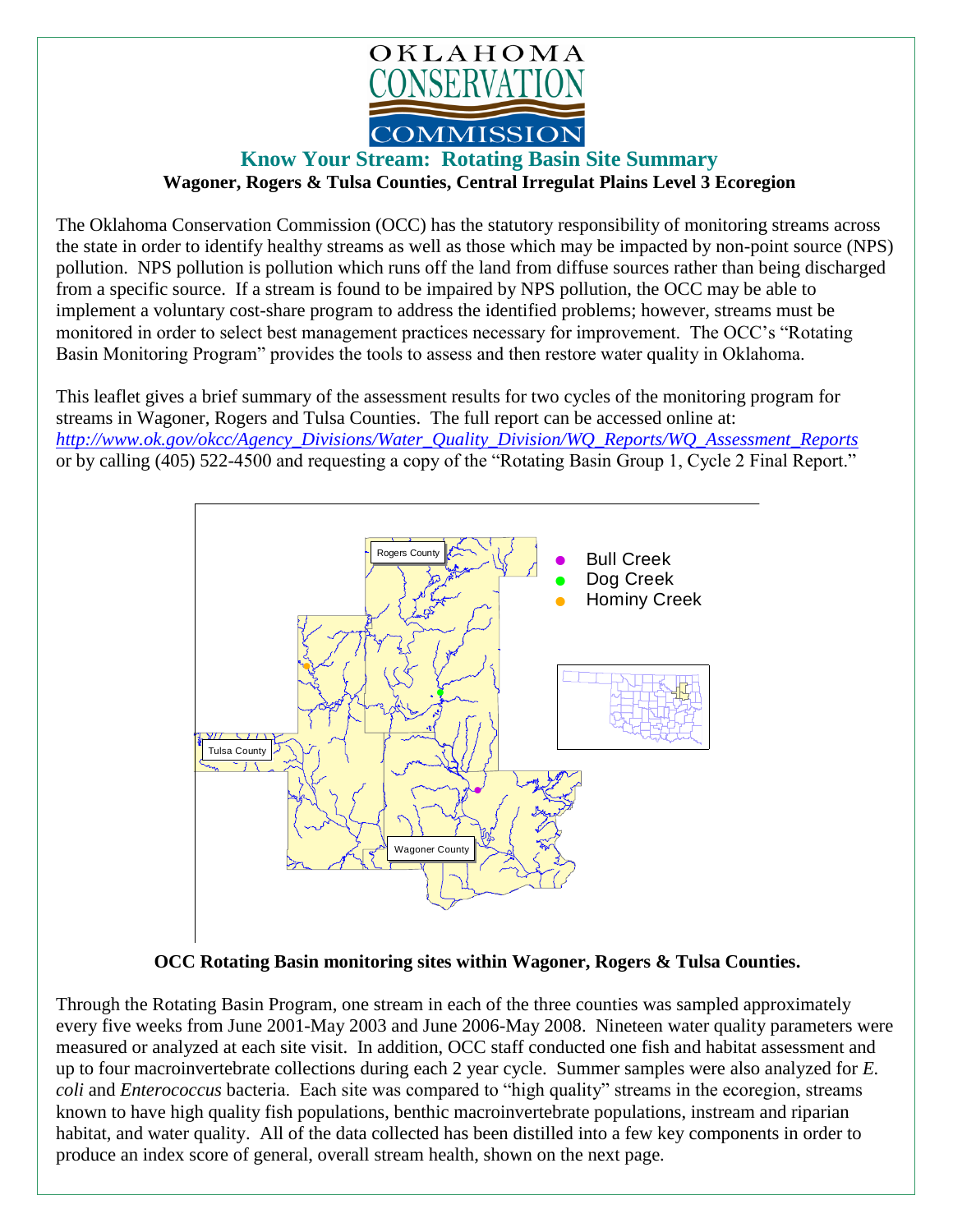OKLAHOMA CONSERVATION COMMISSION

## Know Your Stream: Rotating Basin Site Summary

**Wagoner, Rogers & Tulsa Counties, Central Irregulat Plains Level 3 Ecoregion**

The Oklahoma Conservation Commission (OCC) has the statutory responsibility of monitoring streams across the state in order to identify healthy streams as well as those which may be impacted by non-point source (NPS) pollution. NPS pollution is pollution which runs off the land from diffuse sources rather than being discharged from a specific source. If a stream is found to be impaired by NPS pollution, the OCC may be able to implement a voluntary cost-share program to address the identified problems; however, streams must be monitored in order to select best management practices necessary for improvement. The OCC's "Rotating Basin Monitoring Program" provides the tools to assess and then restore water quality in Oklahoma.

This leaflet gives a brief summary of the assessment results for two cycles of the monitoring program for streams in Wagoner, Rogers and Tulsa Counties. The full report can be accessed online at: *http://www.ok.gov/okcc/Agency_Divisions/Water_Quality_Division/WQ_Reports/WQ_Assessment_Reports* or by calling (405) 522-4500 and requesting a copy of the "Rotating Basin Group 1, Cycle 2 Final Report."

Rogers County, Tulsa County, Wagoner County

- Bull Creek
- Dog Creek
- Hominy Creek

**OCC Rotating Basin monitoring sites within Wagoner, Rogers & Tulsa Counties.**

Through the Rotating Basin Program, one stream in each of the three counties was sampled approximately every five weeks from June 2001-May 2003 and June 2006-May 2008. Nineteen water quality parameters were measured or analyzed at each site visit. In addition, OCC staff conducted one fish and habitat assessment and up to four macroinvertebrate collections during each 2 year cycle. Summer samples were also analyzed for *E. coli* and *Enterococcus* bacteria. Each site was compared to "high quality" streams in the ecoregion, streams known to have high quality fish populations, benthic macroinvertebrate populations, instream and riparian habitat, and water quality. All of the data collected has been distilled into a few key components in order to produce an index score of general, overall stream health, shown on the next page.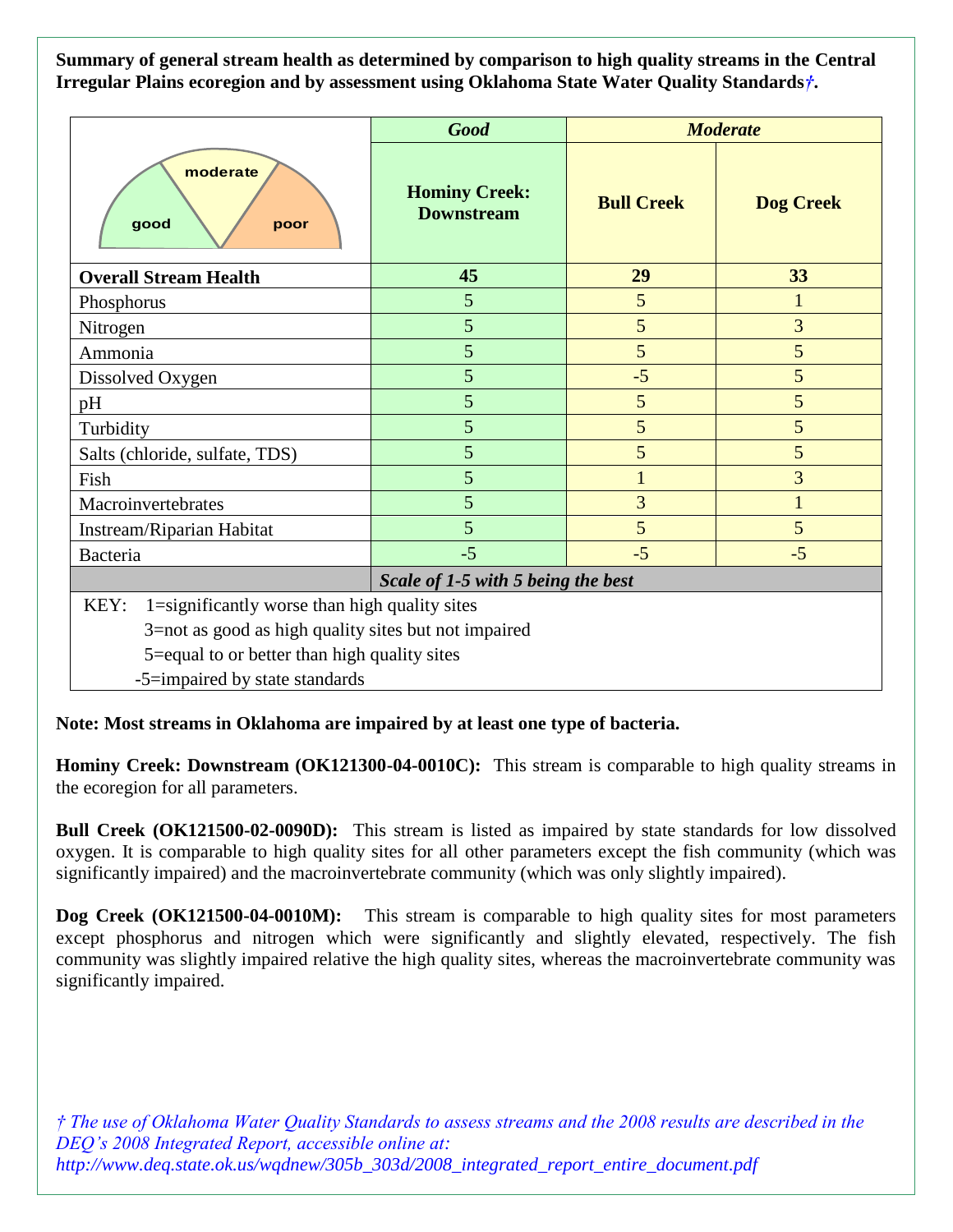**Summary of general stream health as determined by comparison to high quality streams in the Central Irregular Plains ecoregion and by assessment using Oklahoma State Water Quality Standards*†*.**

| | *Good* | *Moderate* | |
|---|---|---|---|
| | **Hominy Creek: Downstream** | **Bull Creek** | **Dog Creek** |
| **Overall Stream Health** | **45** | **29** | **33** |
| Phosphorus | 5 | 5 | 1 |
| Nitrogen | 5 | 5 | 3 |
| Ammonia | 5 | 5 | 5 |
| Dissolved Oxygen | 5 | -5 | 5 |
| pH | 5 | 5 | 5 |
| Turbidity | 5 | 5 | 5 |
| Salts (chloride, sulfate, TDS) | 5 | 5 | 5 |
| Fish | 5 | 1 | 3 |
| Macroinvertebrates | 5 | 3 | 1 |
| Instream/Riparian Habitat | 5 | 5 | 5 |
| Bacteria | -5 | -5 | -5 |
| | ***Scale of 1-5 with 5 being the best*** | | |

KEY:
- 1=significantly worse than high quality sites
- 3=not as good as high quality sites but not impaired
- 5=equal to or better than high quality sites
- -5=impaired by state standards

**Note: Most streams in Oklahoma are impaired by at least one type of bacteria.**

**Hominy Creek: Downstream (OK121300-04-0010C):** This stream is comparable to high quality streams in the ecoregion for all parameters.

**Bull Creek (OK121500-02-0090D):** This stream is listed as impaired by state standards for low dissolved oxygen. It is comparable to high quality sites for all other parameters except the fish community (which was significantly impaired) and the macroinvertebrate community (which was only slightly impaired).

**Dog Creek (OK121500-04-0010M):** This stream is comparable to high quality sites for most parameters except phosphorus and nitrogen which were significantly and slightly elevated, respectively. The fish community was slightly impaired relative the high quality sites, whereas the macroinvertebrate community was significantly impaired.

*† The use of Oklahoma Water Quality Standards to assess streams and the 2008 results are described in the DEQ's 2008 Integrated Report, accessible online at: http://www.deq.state.ok.us/wqdnew/305b_303d/2008_integrated_report_entire_document.pdf*